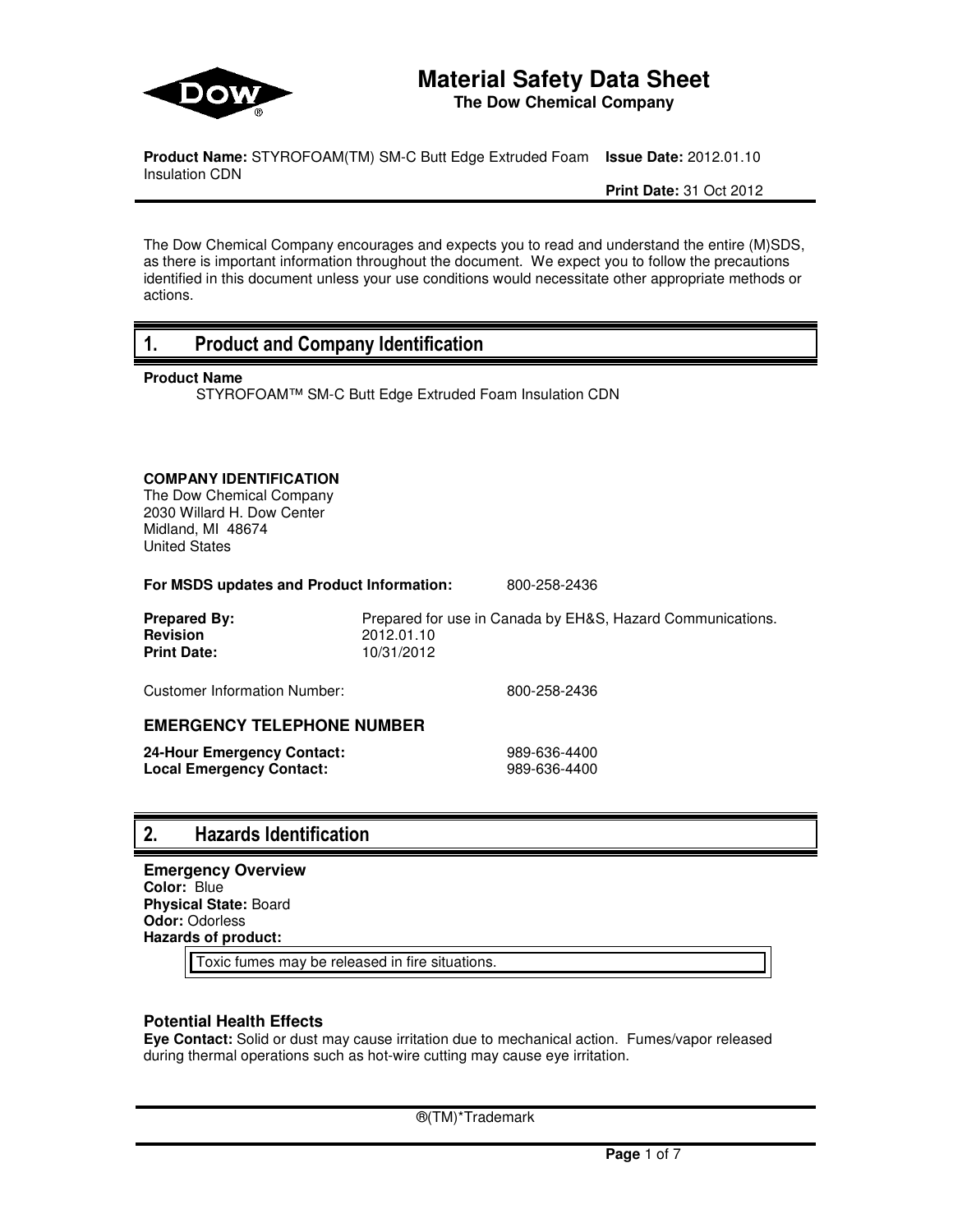# Material Safety Data Sheet

**The Dow Chemical Company**

**Product Name:** STYROFOAM(TM) SM-C Butt Edge Extruded Foam Insulation CDN **Issue Date:** 2012.01.10

**Print Date:** 31 Oct 2012

The Dow Chemical Company encourages and expects you to read and understand the entire (M)SDS, as there is important information throughout the document. We expect you to follow the precautions identified in this document unless your use conditions would necessitate other appropriate methods or actions.

## 1. Product and Company Identification

**Product Name**

STYROFOAM™ SM-C Butt Edge Extruded Foam Insulation CDN

**COMPANY IDENTIFICATION**
The Dow Chemical Company
2030 Willard H. Dow Center
Midland, MI 48674
United States

**For MSDS updates and Product Information:** 800-258-2436

**Prepared By:** Prepared for use in Canada by EH&S, Hazard Communications.
**Revision** 2012.01.10
**Print Date:** 10/31/2012

Customer Information Number: 800-258-2436

### EMERGENCY TELEPHONE NUMBER

**24-Hour Emergency Contact:** 989-636-4400
**Local Emergency Contact:** 989-636-4400

## 2. Hazards Identification

**Emergency Overview**
**Color:** Blue
**Physical State:** Board
**Odor:** Odorless
**Hazards of product:**

Toxic fumes may be released in fire situations.

### Potential Health Effects

**Eye Contact:** Solid or dust may cause irritation due to mechanical action. Fumes/vapor released during thermal operations such as hot-wire cutting may cause eye irritation.

®(TM)*Trademark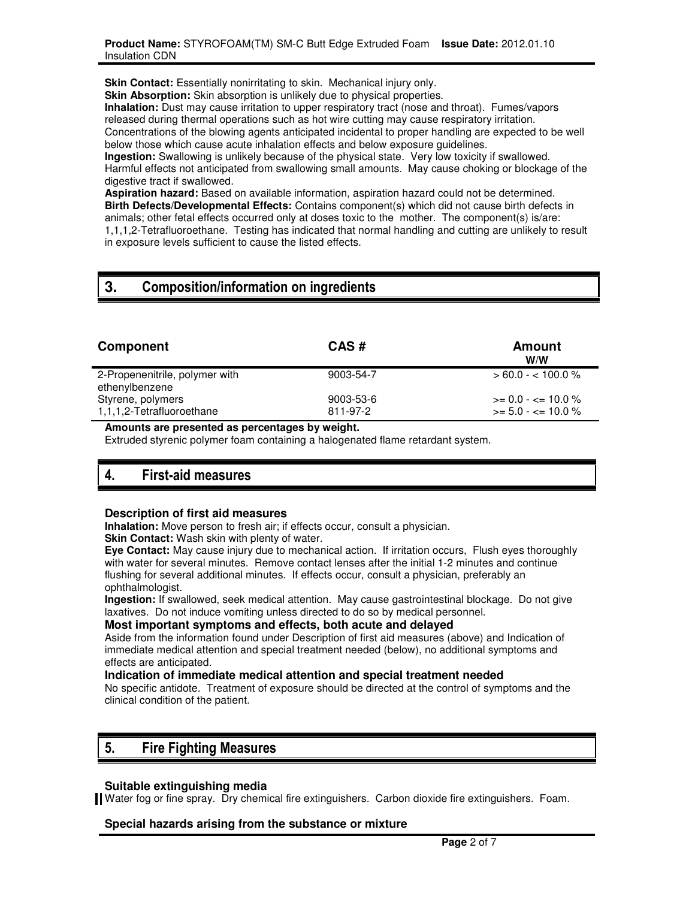**Skin Contact:** Essentially nonirritating to skin. Mechanical injury only.
**Skin Absorption:** Skin absorption is unlikely due to physical properties.
**Inhalation:** Dust may cause irritation to upper respiratory tract (nose and throat). Fumes/vapors released during thermal operations such as hot wire cutting may cause respiratory irritation. Concentrations of the blowing agents anticipated incidental to proper handling are expected to be well below those which cause acute inhalation effects and below exposure guidelines.
**Ingestion:** Swallowing is unlikely because of the physical state. Very low toxicity if swallowed. Harmful effects not anticipated from swallowing small amounts. May cause choking or blockage of the digestive tract if swallowed.
**Aspiration hazard:** Based on available information, aspiration hazard could not be determined.
**Birth Defects/Developmental Effects:** Contains component(s) which did not cause birth defects in animals; other fetal effects occurred only at doses toxic to the mother. The component(s) is/are: 1,1,1,2-Tetrafluoroethane. Testing has indicated that normal handling and cutting are unlikely to result in exposure levels sufficient to cause the listed effects.

## 3. Composition/information on ingredients

| Component | CAS # | Amount W/W |
|---|---|---|
| 2-Propenenitrile, polymer with ethenylbenzene | 9003-54-7 | > 60.0 - < 100.0 % |
| Styrene, polymers | 9003-53-6 | >= 0.0 - <= 10.0 % |
| 1,1,1,2-Tetrafluoroethane | 811-97-2 | >= 5.0 - <= 10.0 % |

**Amounts are presented as percentages by weight.**
Extruded styrenic polymer foam containing a halogenated flame retardant system.

## 4. First-aid measures

### Description of first aid measures

**Inhalation:** Move person to fresh air; if effects occur, consult a physician.
**Skin Contact:** Wash skin with plenty of water.
**Eye Contact:** May cause injury due to mechanical action. If irritation occurs, Flush eyes thoroughly with water for several minutes. Remove contact lenses after the initial 1-2 minutes and continue flushing for several additional minutes. If effects occur, consult a physician, preferably an ophthalmologist.
**Ingestion:** If swallowed, seek medical attention. May cause gastrointestinal blockage. Do not give laxatives. Do not induce vomiting unless directed to do so by medical personnel.

### Most important symptoms and effects, both acute and delayed

Aside from the information found under Description of first aid measures (above) and Indication of immediate medical attention and special treatment needed (below), no additional symptoms and effects are anticipated.

### Indication of immediate medical attention and special treatment needed

No specific antidote. Treatment of exposure should be directed at the control of symptoms and the clinical condition of the patient.

## 5. Fire Fighting Measures

### Suitable extinguishing media

Water fog or fine spray. Dry chemical fire extinguishers. Carbon dioxide fire extinguishers. Foam.

### Special hazards arising from the substance or mixture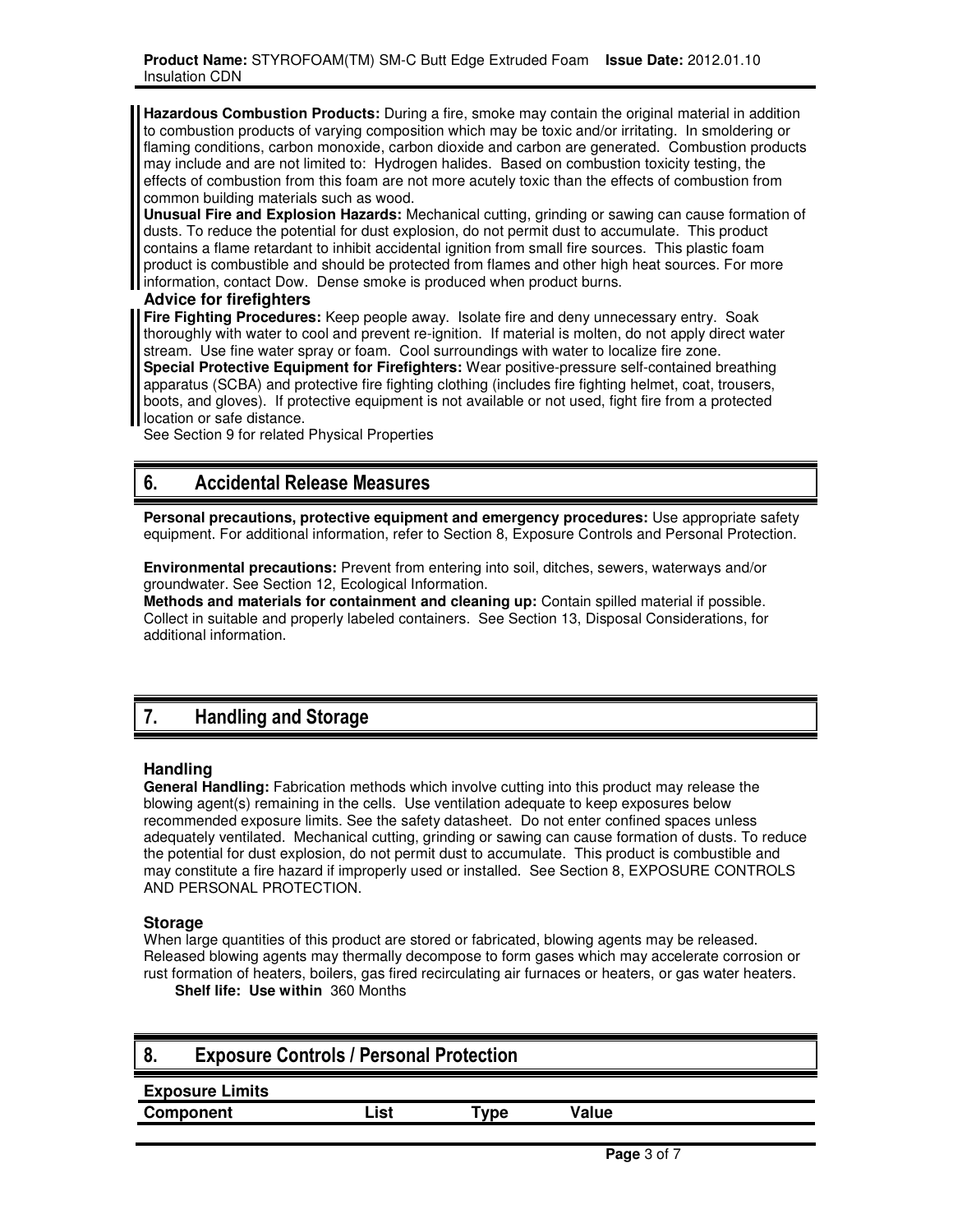**Hazardous Combustion Products:** During a fire, smoke may contain the original material in addition to combustion products of varying composition which may be toxic and/or irritating. In smoldering or flaming conditions, carbon monoxide, carbon dioxide and carbon are generated. Combustion products may include and are not limited to: Hydrogen halides. Based on combustion toxicity testing, the effects of combustion from this foam are not more acutely toxic than the effects of combustion from common building materials such as wood.
**Unusual Fire and Explosion Hazards:** Mechanical cutting, grinding or sawing can cause formation of dusts. To reduce the potential for dust explosion, do not permit dust to accumulate. This product contains a flame retardant to inhibit accidental ignition from small fire sources. This plastic foam product is combustible and should be protected from flames and other high heat sources. For more information, contact Dow. Dense smoke is produced when product burns.

### Advice for firefighters

**Fire Fighting Procedures:** Keep people away. Isolate fire and deny unnecessary entry. Soak thoroughly with water to cool and prevent re-ignition. If material is molten, do not apply direct water stream. Use fine water spray or foam. Cool surroundings with water to localize fire zone.
**Special Protective Equipment for Firefighters:** Wear positive-pressure self-contained breathing apparatus (SCBA) and protective fire fighting clothing (includes fire fighting helmet, coat, trousers, boots, and gloves). If protective equipment is not available or not used, fight fire from a protected location or safe distance.
See Section 9 for related Physical Properties

## 6. Accidental Release Measures

**Personal precautions, protective equipment and emergency procedures:** Use appropriate safety equipment. For additional information, refer to Section 8, Exposure Controls and Personal Protection.

**Environmental precautions:** Prevent from entering into soil, ditches, sewers, waterways and/or groundwater. See Section 12, Ecological Information.
**Methods and materials for containment and cleaning up:** Contain spilled material if possible. Collect in suitable and properly labeled containers. See Section 13, Disposal Considerations, for additional information.

## 7. Handling and Storage

### Handling

**General Handling:** Fabrication methods which involve cutting into this product may release the blowing agent(s) remaining in the cells. Use ventilation adequate to keep exposures below recommended exposure limits. See the safety datasheet. Do not enter confined spaces unless adequately ventilated. Mechanical cutting, grinding or sawing can cause formation of dusts. To reduce the potential for dust explosion, do not permit dust to accumulate. This product is combustible and may constitute a fire hazard if improperly used or installed. See Section 8, EXPOSURE CONTROLS AND PERSONAL PROTECTION.

### Storage

When large quantities of this product are stored or fabricated, blowing agents may be released. Released blowing agents may thermally decompose to form gases which may accelerate corrosion or rust formation of heaters, boilers, gas fired recirculating air furnaces or heaters, or gas water heaters.
**Shelf life: Use within** 360 Months

## 8. Exposure Controls / Personal Protection

### Exposure Limits

| Component | List | Type | Value |
|---|---|---|---|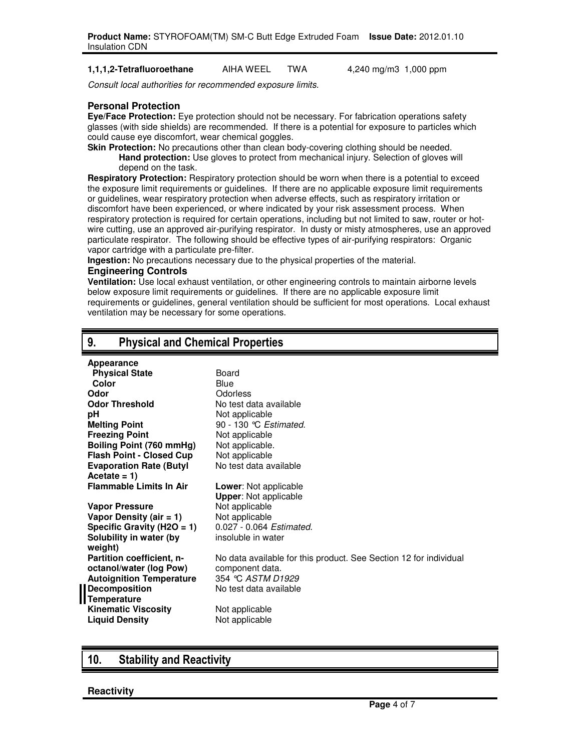| | | | |
|---|---|---|---|
| **1,1,1,2-Tetrafluoroethane** | AIHA WEEL | TWA | 4,240 mg/m3 1,000 ppm |

*Consult local authorities for recommended exposure limits.*

### Personal Protection

**Eye/Face Protection:** Eye protection should not be necessary. For fabrication operations safety glasses (with side shields) are recommended. If there is a potential for exposure to particles which could cause eye discomfort, wear chemical goggles.

**Skin Protection:** No precautions other than clean body-covering clothing should be needed.

**Hand protection:** Use gloves to protect from mechanical injury. Selection of gloves will depend on the task.

**Respiratory Protection:** Respiratory protection should be worn when there is a potential to exceed the exposure limit requirements or guidelines. If there are no applicable exposure limit requirements or guidelines, wear respiratory protection when adverse effects, such as respiratory irritation or discomfort have been experienced, or where indicated by your risk assessment process. When respiratory protection is required for certain operations, including but not limited to saw, router or hot-wire cutting, use an approved air-purifying respirator. In dusty or misty atmospheres, use an approved particulate respirator. The following should be effective types of air-purifying respirators: Organic vapor cartridge with a particulate pre-filter.

**Ingestion:** No precautions necessary due to the physical properties of the material.

### Engineering Controls

**Ventilation:** Use local exhaust ventilation, or other engineering controls to maintain airborne levels below exposure limit requirements or guidelines. If there are no applicable exposure limit requirements or guidelines, general ventilation should be sufficient for most operations. Local exhaust ventilation may be necessary for some operations.

## 9. Physical and Chemical Properties

| | |
|---|---|
| **Appearance** | |
| **Physical State** | Board |
| **Color** | Blue |
| **Odor** | Odorless |
| **Odor Threshold** | No test data available |
| **pH** | Not applicable |
| **Melting Point** | 90 - 130 °C *Estimated.* |
| **Freezing Point** | Not applicable |
| **Boiling Point (760 mmHg)** | Not applicable. |
| **Flash Point - Closed Cup** | Not applicable |
| **Evaporation Rate (Butyl Acetate = 1)** | No test data available |
| **Flammable Limits In Air** | **Lower**: Not applicable<br>**Upper**: Not applicable |
| **Vapor Pressure** | Not applicable |
| **Vapor Density (air = 1)** | Not applicable |
| **Specific Gravity (H2O = 1)** | 0.027 - 0.064 *Estimated.* |
| **Solubility in water (by weight)** | insoluble in water |
| **Partition coefficient, n-octanol/water (log Pow)** | No data available for this product. See Section 12 for individual component data. |
| **Autoignition Temperature** | 354 °C *ASTM D1929* |
| **Decomposition Temperature** | No test data available |
| **Kinematic Viscosity** | Not applicable |
| **Liquid Density** | Not applicable |

## 10. Stability and Reactivity

### Reactivity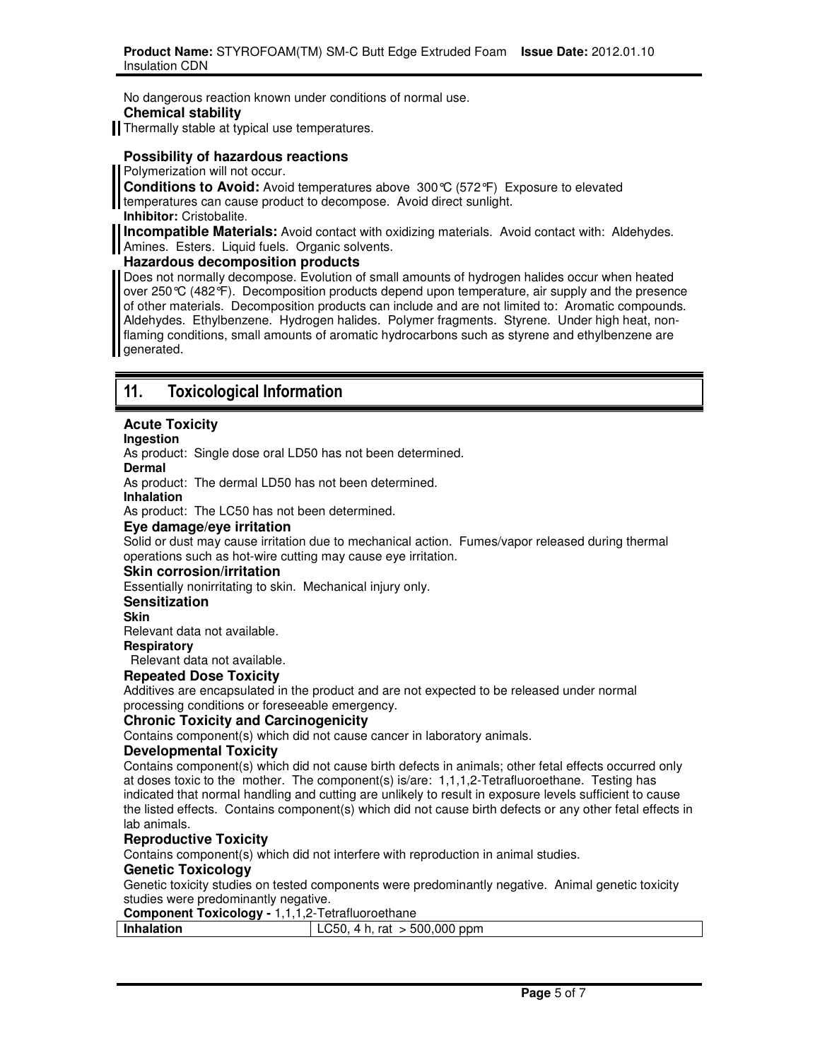No dangerous reaction known under conditions of normal use.

**Chemical stability**

Thermally stable at typical use temperatures.

**Possibility of hazardous reactions**

Polymerization will not occur.

**Conditions to Avoid:** Avoid temperatures above 300°C (572°F) Exposure to elevated temperatures can cause product to decompose. Avoid direct sunlight.

**Inhibitor:** Cristobalite.

**Incompatible Materials:** Avoid contact with oxidizing materials. Avoid contact with: Aldehydes. Amines. Esters. Liquid fuels. Organic solvents.

**Hazardous decomposition products**

Does not normally decompose. Evolution of small amounts of hydrogen halides occur when heated over 250°C (482°F). Decomposition products depend upon temperature, air supply and the presence of other materials. Decomposition products can include and are not limited to: Aromatic compounds. Aldehydes. Ethylbenzene. Hydrogen halides. Polymer fragments. Styrene. Under high heat, non-flaming conditions, small amounts of aromatic hydrocarbons such as styrene and ethylbenzene are generated.

## 11. Toxicological Information

**Acute Toxicity**

**Ingestion**

As product: Single dose oral LD50 has not been determined.

**Dermal**

As product: The dermal LD50 has not been determined.

**Inhalation**

As product: The LC50 has not been determined.

**Eye damage/eye irritation**

Solid or dust may cause irritation due to mechanical action. Fumes/vapor released during thermal operations such as hot-wire cutting may cause eye irritation.

**Skin corrosion/irritation**

Essentially nonirritating to skin. Mechanical injury only.

**Sensitization**

**Skin**

Relevant data not available.

**Respiratory**

Relevant data not available.

**Repeated Dose Toxicity**

Additives are encapsulated in the product and are not expected to be released under normal processing conditions or foreseeable emergency.

**Chronic Toxicity and Carcinogenicity**

Contains component(s) which did not cause cancer in laboratory animals.

**Developmental Toxicity**

Contains component(s) which did not cause birth defects in animals; other fetal effects occurred only at doses toxic to the mother. The component(s) is/are: 1,1,1,2-Tetrafluoroethane. Testing has indicated that normal handling and cutting are unlikely to result in exposure levels sufficient to cause the listed effects. Contains component(s) which did not cause birth defects or any other fetal effects in lab animals.

**Reproductive Toxicity**

Contains component(s) which did not interfere with reproduction in animal studies.

**Genetic Toxicology**

Genetic toxicity studies on tested components were predominantly negative. Animal genetic toxicity studies were predominantly negative.

**Component Toxicology -** 1,1,1,2-Tetrafluoroethane

| **Inhalation** | LC50, 4 h, rat > 500,000 ppm |
|---|---|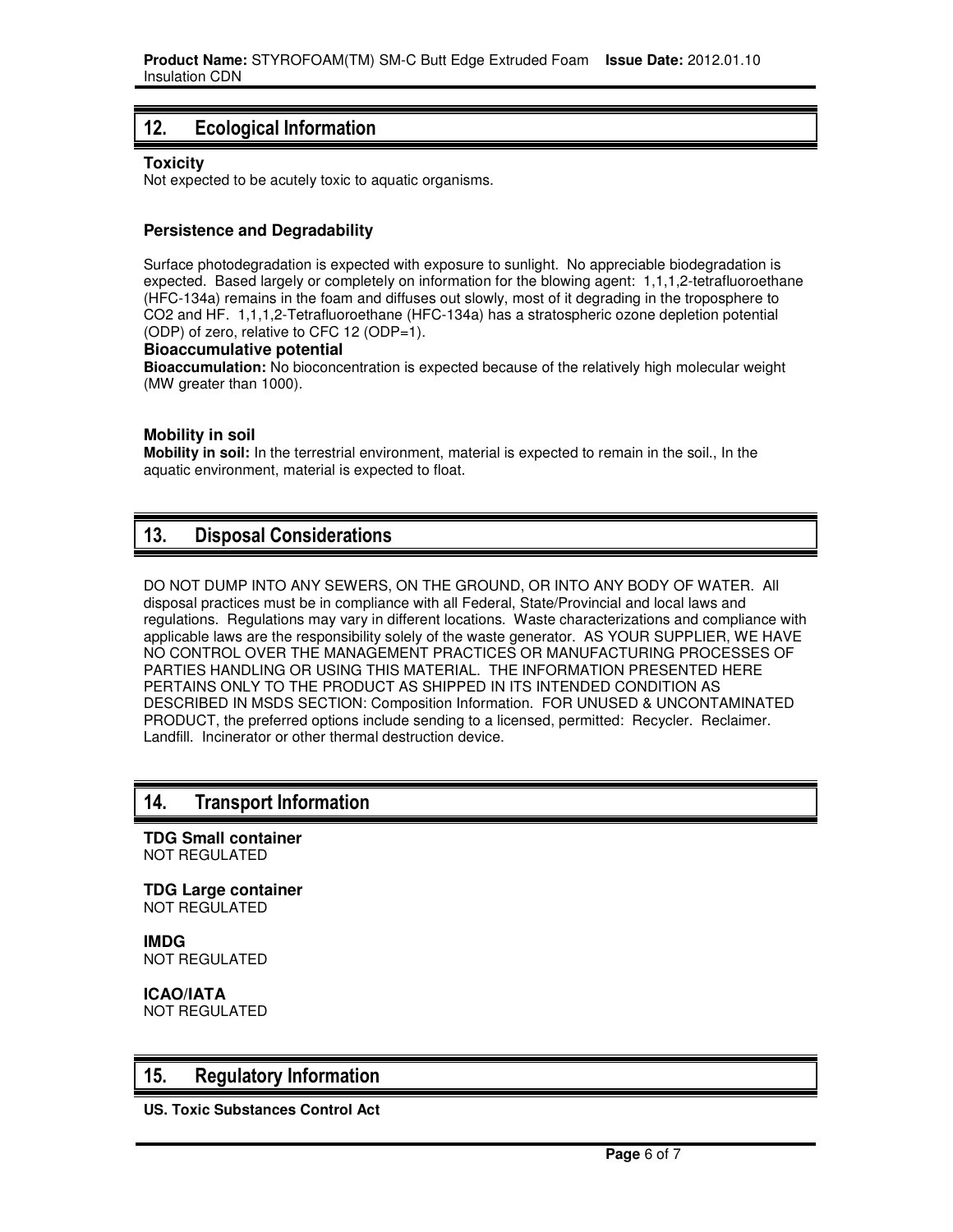## 12. Ecological Information

**Toxicity**
Not expected to be acutely toxic to aquatic organisms.

**Persistence and Degradability**

Surface photodegradation is expected with exposure to sunlight. No appreciable biodegradation is expected. Based largely or completely on information for the blowing agent: 1,1,1,2-tetrafluoroethane (HFC-134a) remains in the foam and diffuses out slowly, most of it degrading in the troposphere to $CO_2$ and HF. 1,1,1,2-Tetrafluoroethane (HFC-134a) has a stratospheric ozone depletion potential (ODP) of zero, relative to CFC 12 (ODP=1).

**Bioaccumulative potential**

**Bioaccumulation:** No bioconcentration is expected because of the relatively high molecular weight (MW greater than 1000).

**Mobility in soil**

**Mobility in soil:** In the terrestrial environment, material is expected to remain in the soil., In the aquatic environment, material is expected to float.

## 13. Disposal Considerations

DO NOT DUMP INTO ANY SEWERS, ON THE GROUND, OR INTO ANY BODY OF WATER. All disposal practices must be in compliance with all Federal, State/Provincial and local laws and regulations. Regulations may vary in different locations. Waste characterizations and compliance with applicable laws are the responsibility solely of the waste generator. AS YOUR SUPPLIER, WE HAVE NO CONTROL OVER THE MANAGEMENT PRACTICES OR MANUFACTURING PROCESSES OF PARTIES HANDLING OR USING THIS MATERIAL. THE INFORMATION PRESENTED HERE PERTAINS ONLY TO THE PRODUCT AS SHIPPED IN ITS INTENDED CONDITION AS DESCRIBED IN MSDS SECTION: Composition Information. FOR UNUSED & UNCONTAMINATED PRODUCT, the preferred options include sending to a licensed, permitted: Recycler. Reclaimer. Landfill. Incinerator or other thermal destruction device.

## 14. Transport Information

**TDG Small container**
NOT REGULATED

**TDG Large container**
NOT REGULATED

**IMDG**
NOT REGULATED

**ICAO/IATA**
NOT REGULATED

## 15. Regulatory Information

**US. Toxic Substances Control Act**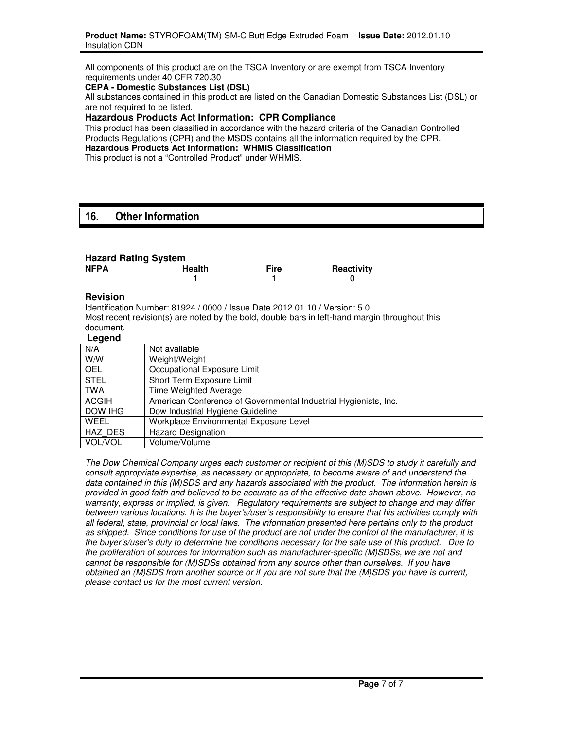All components of this product are on the TSCA Inventory or are exempt from TSCA Inventory requirements under 40 CFR 720.30

**CEPA - Domestic Substances List (DSL)**

All substances contained in this product are listed on the Canadian Domestic Substances List (DSL) or are not required to be listed.

### Hazardous Products Act Information: CPR Compliance

This product has been classified in accordance with the hazard criteria of the Canadian Controlled Products Regulations (CPR) and the MSDS contains all the information required by the CPR.

**Hazardous Products Act Information: WHMIS Classification**

This product is not a “Controlled Product” under WHMIS.

## 16. Other Information

### Hazard Rating System

| NFPA | Health | Fire | Reactivity |
|---|---|---|---|
| | 1 | 1 | 0 |

### Revision

Identification Number: 81924 / 0000 / Issue Date 2012.01.10 / Version: 5.0

Most recent revision(s) are noted by the bold, double bars in left-hand margin throughout this document.

### Legend

| | |
|---|---|
| N/A | Not available |
| W/W | Weight/Weight |
| OEL | Occupational Exposure Limit |
| STEL | Short Term Exposure Limit |
| TWA | Time Weighted Average |
| ACGIH | American Conference of Governmental Industrial Hygienists, Inc. |
| DOW IHG | Dow Industrial Hygiene Guideline |
| WEEL | Workplace Environmental Exposure Level |
| HAZ_DES | Hazard Designation |
| VOL/VOL | Volume/Volume |

*The Dow Chemical Company urges each customer or recipient of this (M)SDS to study it carefully and consult appropriate expertise, as necessary or appropriate, to become aware of and understand the data contained in this (M)SDS and any hazards associated with the product. The information herein is provided in good faith and believed to be accurate as of the effective date shown above. However, no warranty, express or implied, is given. Regulatory requirements are subject to change and may differ between various locations. It is the buyer's/user's responsibility to ensure that his activities comply with all federal, state, provincial or local laws. The information presented here pertains only to the product as shipped. Since conditions for use of the product are not under the control of the manufacturer, it is the buyer's/user's duty to determine the conditions necessary for the safe use of this product. Due to the proliferation of sources for information such as manufacturer-specific (M)SDSs, we are not and cannot be responsible for (M)SDSs obtained from any source other than ourselves. If you have obtained an (M)SDS from another source or if you are not sure that the (M)SDS you have is current, please contact us for the most current version.*